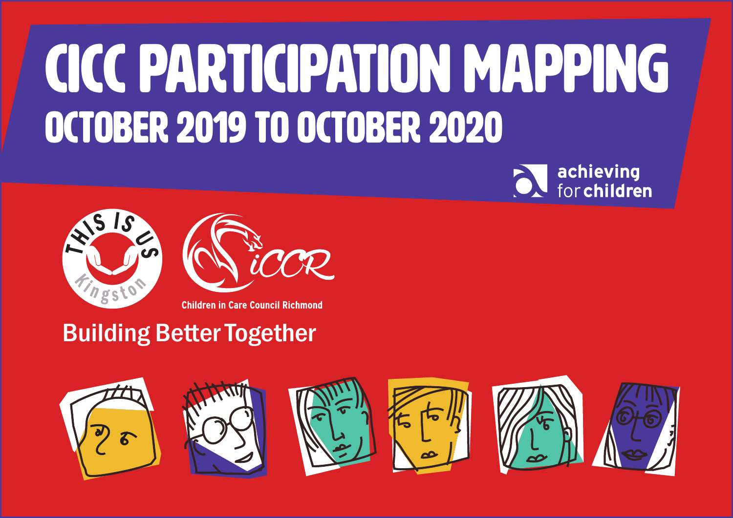# CICC PARTICIPATION MAPPING

## OCTOBER 2019 TO OCTOBER 2020

achieving for children

THIS IS US Kingston

iCCR

Children in Care Council Richmond

Building Better Together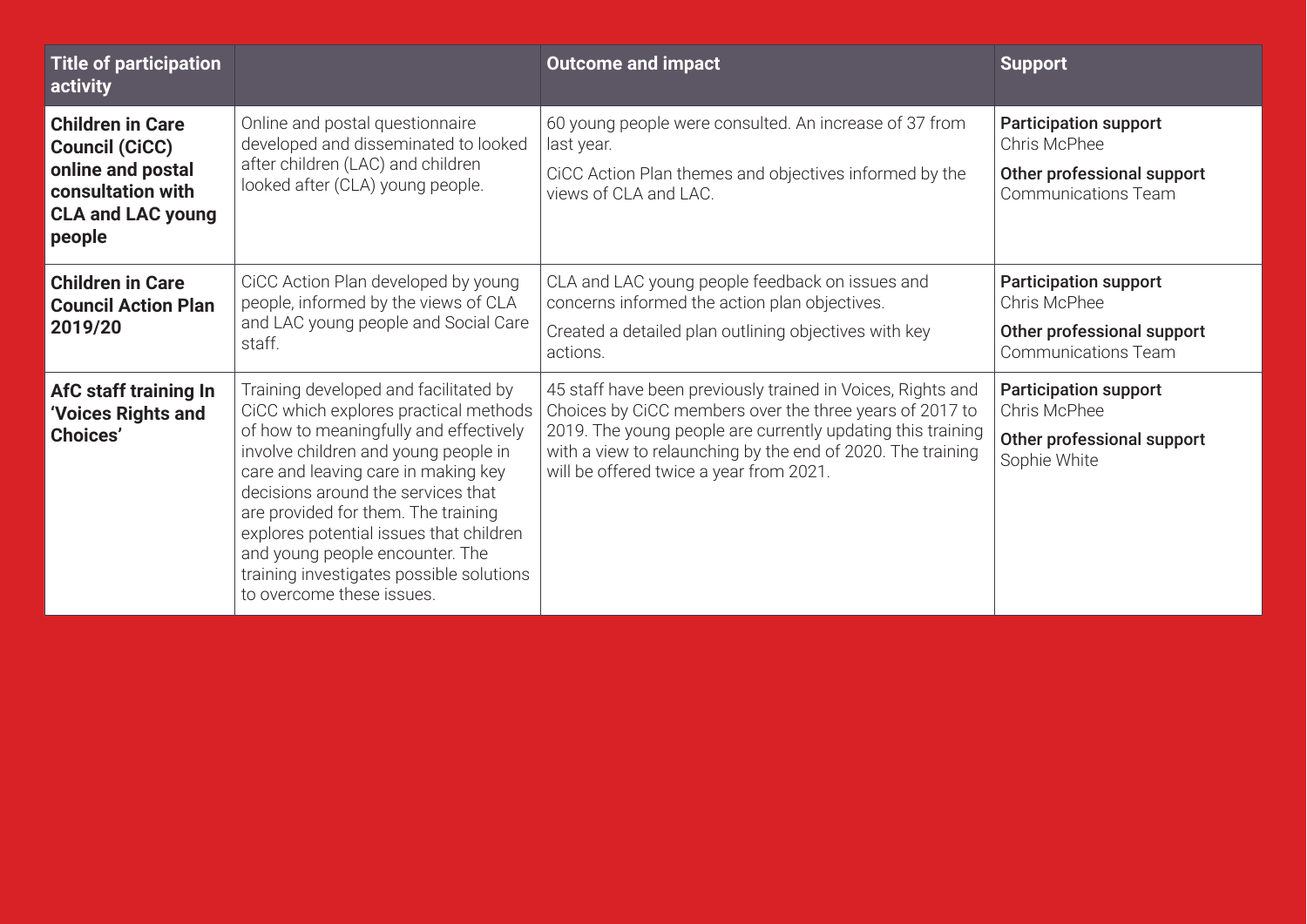| Title of participation activity | | Outcome and impact | Support |
|---|---|---|---|
| **Children in Care Council (CiCC) online and postal consultation with CLA and LAC young people** | Online and postal questionnaire developed and disseminated to looked after children (LAC) and children looked after (CLA) young people. | 60 young people were consulted. An increase of 37 from last year.<br>CiCC Action Plan themes and objectives informed by the views of CLA and LAC. | **Participation support**<br>Chris McPhee<br>**Other professional support**<br>Communications Team |
| **Children in Care Council Action Plan 2019/20** | CiCC Action Plan developed by young people, informed by the views of CLA and LAC young people and Social Care staff. | CLA and LAC young people feedback on issues and concerns informed the action plan objectives.<br>Created a detailed plan outlining objectives with key actions. | **Participation support**<br>Chris McPhee<br>**Other professional support**<br>Communications Team |
| **AfC staff training In 'Voices Rights and Choices'** | Training developed and facilitated by CiCC which explores practical methods of how to meaningfully and effectively involve children and young people in care and leaving care in making key decisions around the services that are provided for them. The training explores potential issues that children and young people encounter. The training investigates possible solutions to overcome these issues. | 45 staff have been previously trained in Voices, Rights and Choices by CiCC members over the three years of 2017 to 2019. The young people are currently updating this training with a view to relaunching by the end of 2020. The training will be offered twice a year from 2021. | **Participation support**<br>Chris McPhee<br>**Other professional support**<br>Sophie White |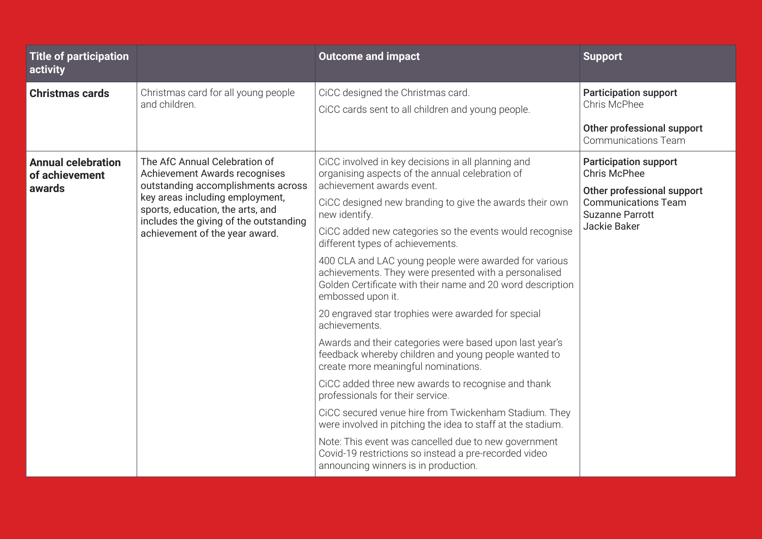| Title of participation activity | | Outcome and impact | Support |
|---|---|---|---|
| **Christmas cards** | Christmas card for all young people and children. | CiCC designed the Christmas card.<br>CiCC cards sent to all children and young people. | **Participation support**<br>Chris McPhee<br><br>**Other professional support**<br>Communications Team |
| **Annual celebration of achievement awards** | The AfC Annual Celebration of Achievement Awards recognises outstanding accomplishments across key areas including employment, sports, education, the arts, and includes the giving of the outstanding achievement of the year award. | CiCC involved in key decisions in all planning and organising aspects of the annual celebration of achievement awards event.<br>CiCC designed new branding to give the awards their own new identify.<br>CiCC added new categories so the events would recognise different types of achievements.<br>400 CLA and LAC young people were awarded for various achievements. They were presented with a personalised Golden Certificate with their name and 20 word description embossed upon it.<br>20 engraved star trophies were awarded for special achievements.<br>Awards and their categories were based upon last year's feedback whereby children and young people wanted to create more meaningful nominations.<br>CiCC added three new awards to recognise and thank professionals for their service.<br>CiCC secured venue hire from Twickenham Stadium. They were involved in pitching the idea to staff at the stadium.<br>Note: This event was cancelled due to new government Covid-19 restrictions so instead a pre-recorded video announcing winners is in production. | **Participation support**<br>Chris McPhee<br><br>**Other professional support**<br>Communications Team<br>Suzanne Parrott<br>Jackie Baker |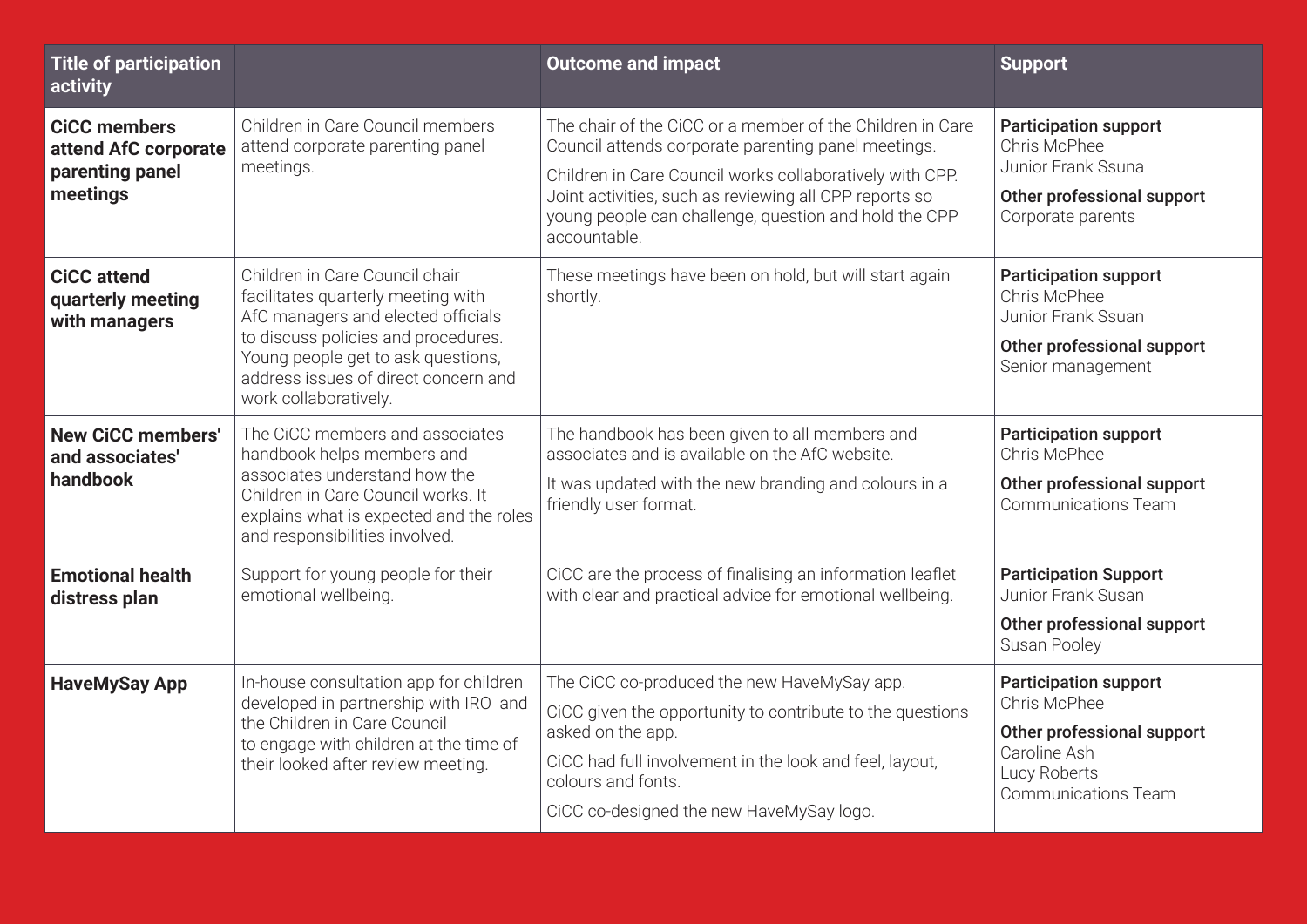| Title of participation activity | | Outcome and impact | Support |
|---|---|---|---|
| **CiCC members attend AfC corporate parenting panel meetings** | Children in Care Council members attend corporate parenting panel meetings. | The chair of the CiCC or a member of the Children in Care Council attends corporate parenting panel meetings.<br><br>Children in Care Council works collaboratively with CPP. Joint activities, such as reviewing all CPP reports so young people can challenge, question and hold the CPP accountable. | **Participation support**<br>Chris McPhee<br>Junior Frank Ssuna<br><br>**Other professional support**<br>Corporate parents |
| **CiCC attend quarterly meeting with managers** | Children in Care Council chair facilitates quarterly meeting with AfC managers and elected officials to discuss policies and procedures. Young people get to ask questions, address issues of direct concern and work collaboratively. | These meetings have been on hold, but will start again shortly. | **Participation support**<br>Chris McPhee<br>Junior Frank Ssuan<br><br>**Other professional support**<br>Senior management |
| **New CiCC members' and associates' handbook** | The CiCC members and associates handbook helps members and associates understand how the Children in Care Council works. It explains what is expected and the roles and responsibilities involved. | The handbook has been given to all members and associates and is available on the AfC website.<br><br>It was updated with the new branding and colours in a friendly user format. | **Participation support**<br>Chris McPhee<br><br>**Other professional support**<br>Communications Team |
| **Emotional health distress plan** | Support for young people for their emotional wellbeing. | CiCC are the process of finalising an information leaflet with clear and practical advice for emotional wellbeing. | **Participation Support**<br>Junior Frank Susan<br><br>**Other professional support**<br>Susan Pooley |
| **HaveMySay App** | In-house consultation app for children developed in partnership with IRO and the Children in Care Council to engage with children at the time of their looked after review meeting. | The CiCC co-produced the new HaveMySay app.<br><br>CiCC given the opportunity to contribute to the questions asked on the app.<br><br>CiCC had full involvement in the look and feel, layout, colours and fonts.<br><br>CiCC co-designed the new HaveMySay logo. | **Participation support**<br>Chris McPhee<br><br>**Other professional support**<br>Caroline Ash<br>Lucy Roberts<br>Communications Team |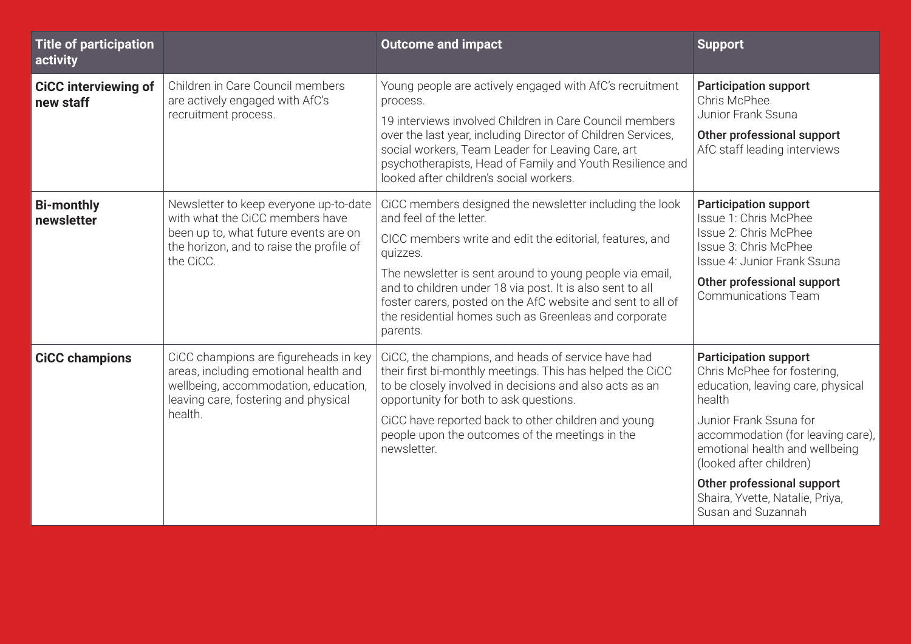| Title of participation activity | | Outcome and impact | Support |
|---|---|---|---|
| **CiCC interviewing of new staff** | Children in Care Council members are actively engaged with AfC's recruitment process. | Young people are actively engaged with AfC's recruitment process.<br><br>19 interviews involved Children in Care Council members over the last year, including Director of Children Services, social workers, Team Leader for Leaving Care, art psychotherapists, Head of Family and Youth Resilience and looked after children's social workers. | **Participation support**<br>Chris McPhee<br>Junior Frank Ssuna<br><br>**Other professional support**<br>AfC staff leading interviews |
| **Bi-monthly newsletter** | Newsletter to keep everyone up-to-date with what the CiCC members have been up to, what future events are on the horizon, and to raise the profile of the CiCC. | CiCC members designed the newsletter including the look and feel of the letter.<br><br>CICC members write and edit the editorial, features, and quizzes.<br><br>The newsletter is sent around to young people via email, and to children under 18 via post. It is also sent to all foster carers, posted on the AfC website and sent to all of the residential homes such as Greenleas and corporate parents. | **Participation support**<br>Issue 1: Chris McPhee<br>Issue 2: Chris McPhee<br>Issue 3: Chris McPhee<br>Issue 4: Junior Frank Ssuna<br><br>**Other professional support**<br>Communications Team |
| **CiCC champions** | CiCC champions are figureheads in key areas, including emotional health and wellbeing, accommodation, education, leaving care, fostering and physical health. | CiCC, the champions, and heads of service have had their first bi-monthly meetings. This has helped the CiCC to be closely involved in decisions and also acts as an opportunity for both to ask questions.<br><br>CiCC have reported back to other children and young people upon the outcomes of the meetings in the newsletter. | **Participation support**<br>Chris McPhee for fostering, education, leaving care, physical health<br><br>Junior Frank Ssuna for accommodation (for leaving care), emotional health and wellbeing (looked after children)<br><br>**Other professional support**<br>Shaira, Yvette, Natalie, Priya, Susan and Suzannah |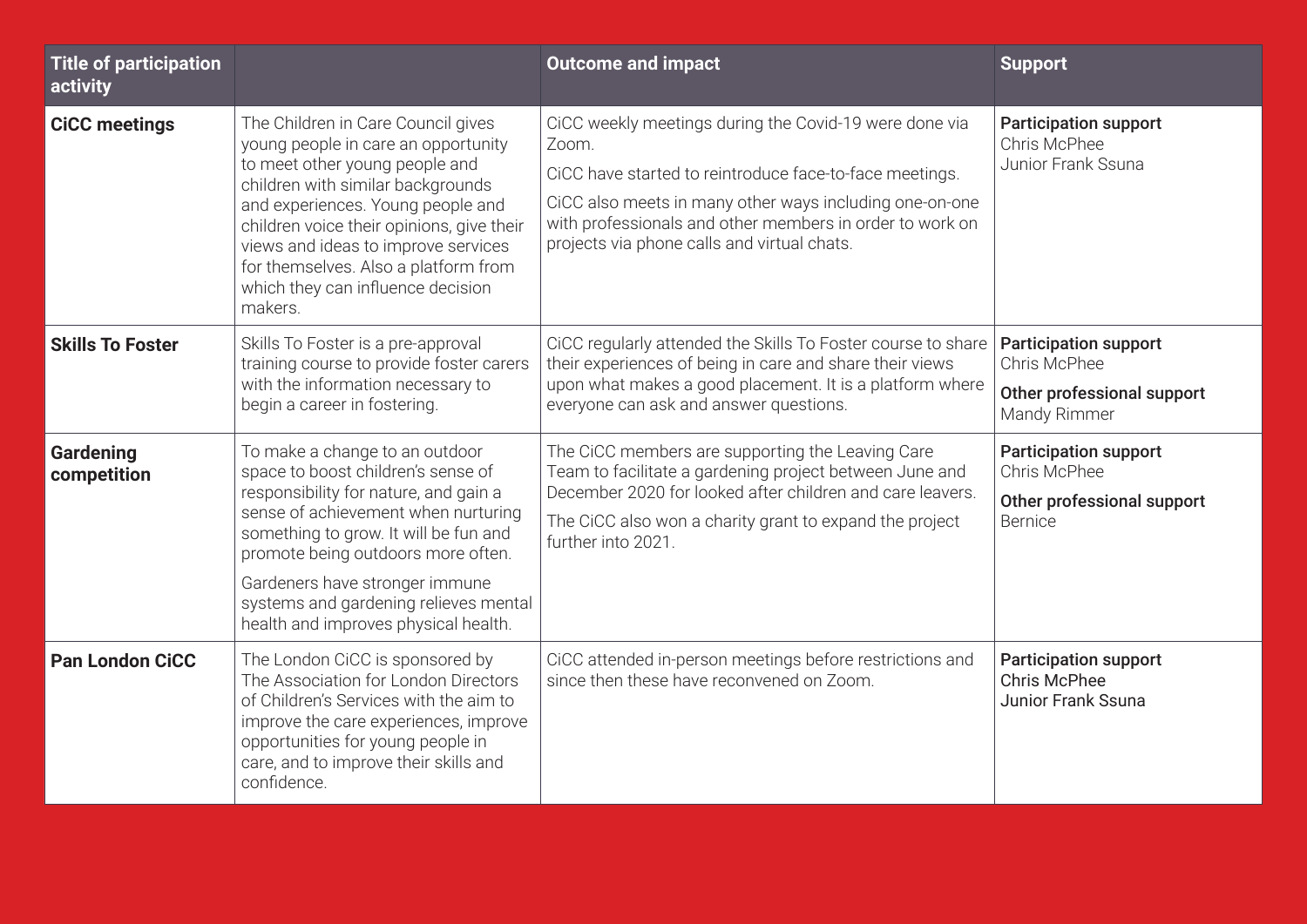| Title of participation activity | | Outcome and impact | Support |
|---|---|---|---|
| **CiCC meetings** | The Children in Care Council gives young people in care an opportunity to meet other young people and children with similar backgrounds and experiences. Young people and children voice their opinions, give their views and ideas to improve services for themselves. Also a platform from which they can influence decision makers. | CiCC weekly meetings during the Covid-19 were done via Zoom.<br><br>CiCC have started to reintroduce face-to-face meetings.<br><br>CiCC also meets in many other ways including one-on-one with professionals and other members in order to work on projects via phone calls and virtual chats. | **Participation support**<br>Chris McPhee<br>Junior Frank Ssuna |
| **Skills To Foster** | Skills To Foster is a pre-approval training course to provide foster carers with the information necessary to begin a career in fostering. | CiCC regularly attended the Skills To Foster course to share their experiences of being in care and share their views upon what makes a good placement. It is a platform where everyone can ask and answer questions. | **Participation support**<br>Chris McPhee<br><br>**Other professional support**<br>Mandy Rimmer |
| **Gardening competition** | To make a change to an outdoor space to boost children's sense of responsibility for nature, and gain a sense of achievement when nurturing something to grow. It will be fun and promote being outdoors more often.<br><br>Gardeners have stronger immune systems and gardening relieves mental health and improves physical health. | The CiCC members are supporting the Leaving Care Team to facilitate a gardening project between June and December 2020 for looked after children and care leavers.<br><br>The CiCC also won a charity grant to expand the project further into 2021. | **Participation support**<br>Chris McPhee<br><br>**Other professional support**<br>Bernice |
| **Pan London CiCC** | The London CiCC is sponsored by The Association for London Directors of Children's Services with the aim to improve the care experiences, improve opportunities for young people in care, and to improve their skills and confidence. | CiCC attended in-person meetings before restrictions and since then these have reconvened on Zoom. | **Participation support**<br>Chris McPhee<br>Junior Frank Ssuna |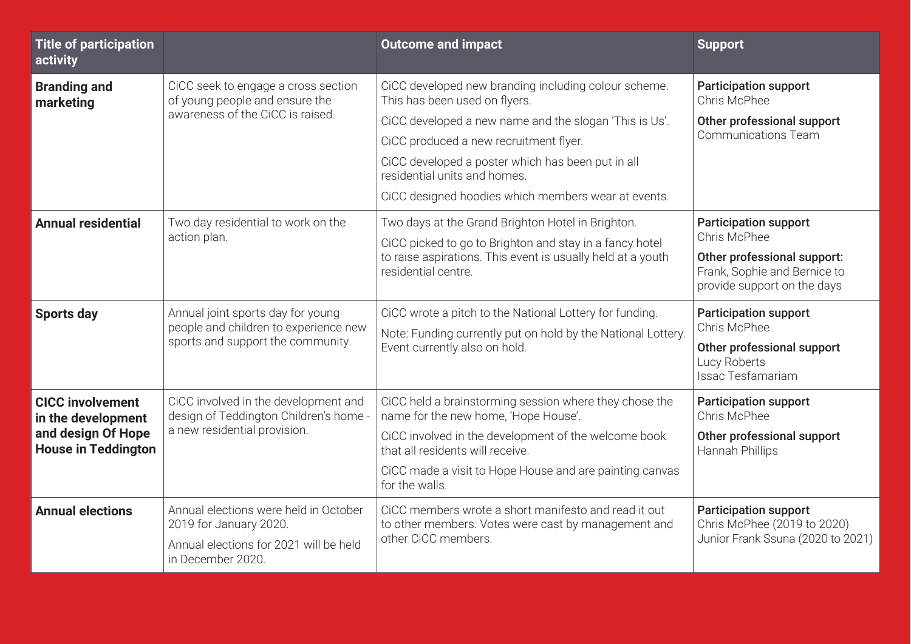| Title of participation activity | | Outcome and impact | Support |
| --- | --- | --- | --- |
| **Branding and marketing** | CiCC seek to engage a cross section of young people and ensure the awareness of the CiCC is raised. | CiCC developed new branding including colour scheme. This has been used on flyers.<br>CiCC developed a new name and the slogan 'This is Us'.<br>CiCC produced a new recruitment flyer.<br>CiCC developed a poster which has been put in all residential units and homes.<br>CiCC designed hoodies which members wear at events. | **Participation support**<br>Chris McPhee<br>**Other professional support**<br>Communications Team |
| **Annual residential** | Two day residential to work on the action plan. | Two days at the Grand Brighton Hotel in Brighton.<br>CiCC picked to go to Brighton and stay in a fancy hotel to raise aspirations. This event is usually held at a youth residential centre. | **Participation support**<br>Chris McPhee<br>**Other professional support:**<br>Frank, Sophie and Bernice to provide support on the days |
| **Sports day** | Annual joint sports day for young people and children to experience new sports and support the community. | CiCC wrote a pitch to the National Lottery for funding.<br>Note: Funding currently put on hold by the National Lottery. Event currently also on hold. | **Participation support**<br>Chris McPhee<br>**Other professional support**<br>Lucy Roberts<br>Issac Tesfamariam |
| **CICC involvement in the development and design Of Hope House in Teddington** | CiCC involved in the development and design of Teddington Children's home - a new residential provision. | CiCC held a brainstorming session where they chose the name for the new home, 'Hope House'.<br>CiCC involved in the development of the welcome book that all residents will receive.<br>CiCC made a visit to Hope House and are painting canvas for the walls. | **Participation support**<br>Chris McPhee<br>**Other professional support**<br>Hannah Phillips |
| **Annual elections** | Annual elections were held in October 2019 for January 2020.<br>Annual elections for 2021 will be held in December 2020. | CiCC members wrote a short manifesto and read it out to other members. Votes were cast by management and other CiCC members. | **Participation support**<br>Chris McPhee (2019 to 2020)<br>Junior Frank Ssuna (2020 to 2021) |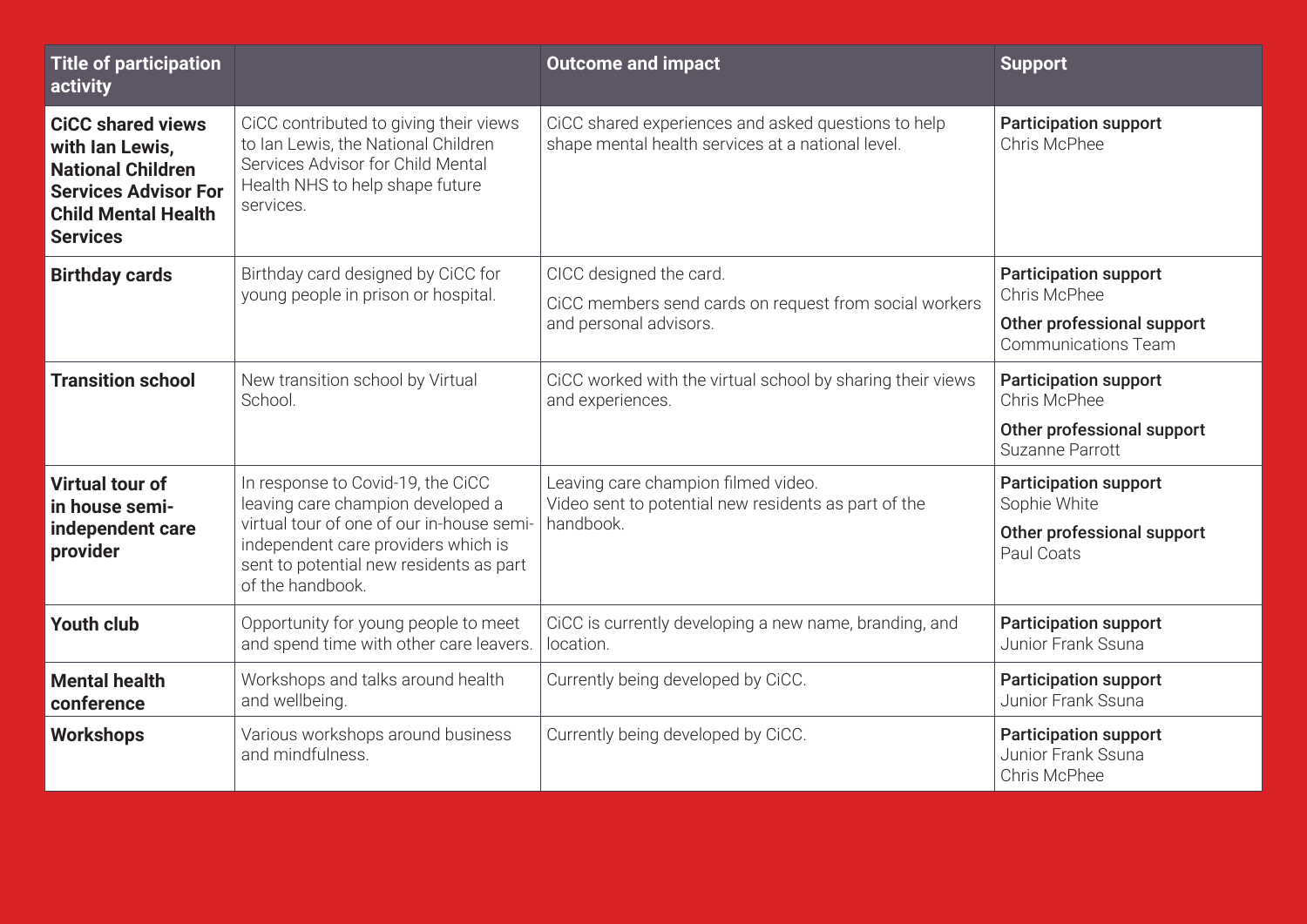| Title of participation activity | | Outcome and impact | Support |
|---|---|---|---|
| **CiCC shared views with Ian Lewis, National Children Services Advisor For Child Mental Health Services** | CiCC contributed to giving their views to Ian Lewis, the National Children Services Advisor for Child Mental Health NHS to help shape future services. | CiCC shared experiences and asked questions to help shape mental health services at a national level. | **Participation support** Chris McPhee |
| **Birthday cards** | Birthday card designed by CiCC for young people in prison or hospital. | CICC designed the card. CiCC members send cards on request from social workers and personal advisors. | **Participation support** Chris McPhee **Other professional support** Communications Team |
| **Transition school** | New transition school by Virtual School. | CiCC worked with the virtual school by sharing their views and experiences. | **Participation support** Chris McPhee **Other professional support** Suzanne Parrott |
| **Virtual tour of in house semi-independent care provider** | In response to Covid-19, the CiCC leaving care champion developed a virtual tour of one of our in-house semi-independent care providers which is sent to potential new residents as part of the handbook. | Leaving care champion filmed video. Video sent to potential new residents as part of the handbook. | **Participation support** Sophie White **Other professional support** Paul Coats |
| **Youth club** | Opportunity for young people to meet and spend time with other care leavers. | CiCC is currently developing a new name, branding, and location. | **Participation support** Junior Frank Ssuna |
| **Mental health conference** | Workshops and talks around health and wellbeing. | Currently being developed by CiCC. | **Participation support** Junior Frank Ssuna |
| **Workshops** | Various workshops around business and mindfulness. | Currently being developed by CiCC. | **Participation support** Junior Frank Ssuna Chris McPhee |